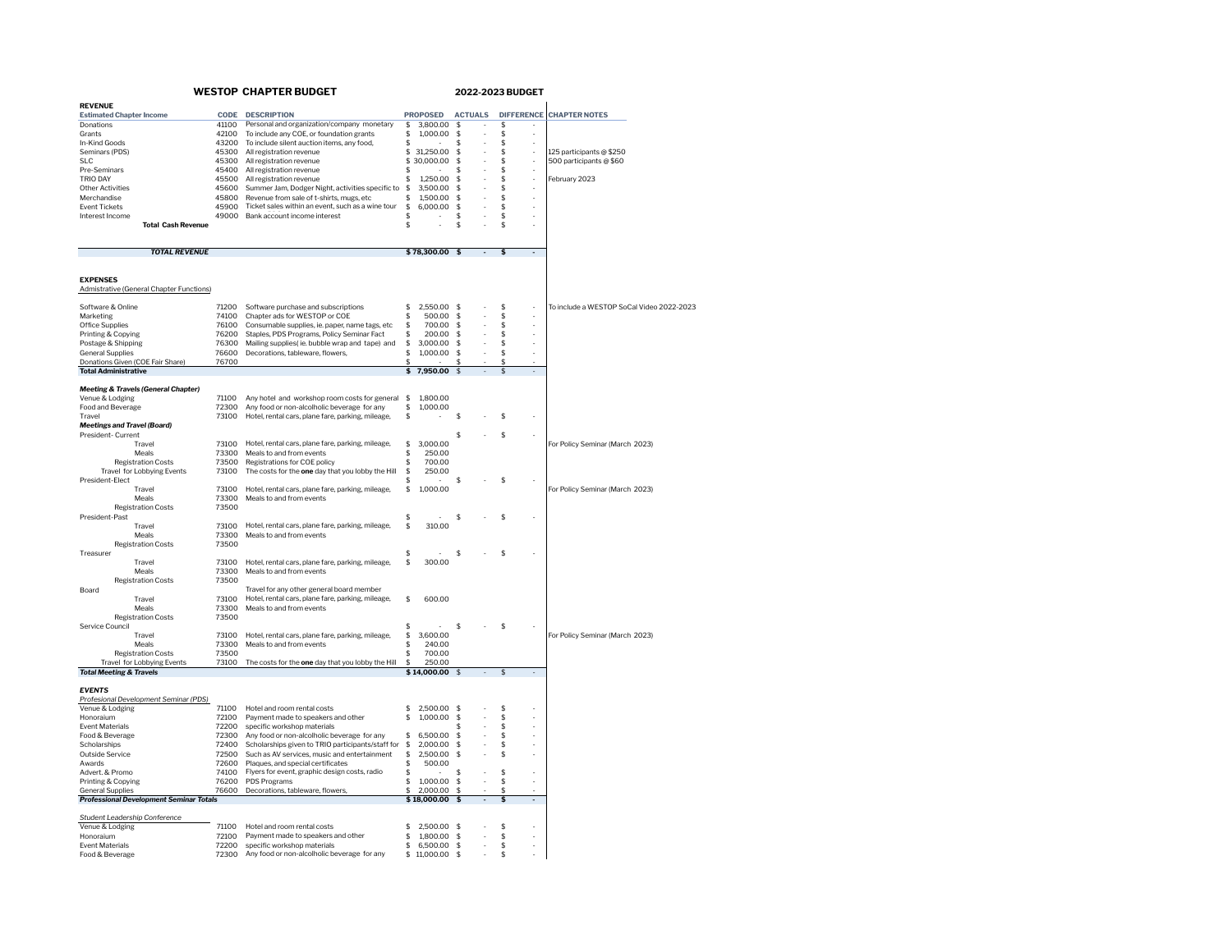# WESTOP CHAPTER BUDGET

## 2022-2023 BUDGET

| REVENUE | | | | | | |
|---|---|---|---|---|---|---|
| **Estimated Chapter Income** | **CODE** | **DESCRIPTION** | **PROPOSED** | **ACTUALS** | **DIFFERENCE** | **CHAPTER NOTES** |
| Donations | 41100 | Personal and organization/company monetary | $ 3,800.00 | $ - | $ - | |
| Grants | 42100 | To include any COE, or foundation grants | $ 1,000.00 | $ - | $ - | |
| In-Kind Goods | 43200 | To include silent auction items, any food, | $ - | $ - | $ - | |
| Seminars (PDS) | 45300 | All registration revenue | $ 31,250.00 | $ - | $ - | 125 participants @ $250 |
| SLC | 45300 | All registration revenue | $ 30,000.00 | $ - | $ - | 500 participants @ $60 |
| Pre-Seminars | 45400 | All registration revenue | $ - | $ - | $ - | |
| TRIO DAY | 45500 | All registration revenue | $ 1,250.00 | $ - | $ - | February 2023 |
| Other Activities | 45600 | Summer Jam, Dodger Night, activities specific to | $ 3,500.00 | $ - | $ - | |
| Merchandise | 45800 | Revenue from sale of t-shirts, mugs, etc | $ 1,500.00 | $ - | $ - | |
| Event Tickets | 45900 | Ticket sales within an event, such as a wine tour | $ 6,000.00 | $ - | $ - | |
| Interest Income | 49000 | Bank account income interest | $ - | $ - | $ - | |
| **Total Cash Revenue** | | | $ - | $ - | $ - | |
| ***TOTAL REVENUE*** | | | **$ 78,300.00** | **$ -** | **$ -** | |

| EXPENSES | | | | | | |
|---|---|---|---|---|---|---|
| Admistrative (General Chapter Functions) | | | | | | |
| Software & Online | 71200 | Software purchase and subscriptions | $ 2,550.00 | $ - | $ - | To include a WESTOP SoCal Video 2022-2023 |
| Marketing | 74100 | Chapter ads for WESTOP or COE | $ 500.00 | $ - | $ - | |
| Office Supplies | 76100 | Consumable supplies, ie. paper, name tags, etc | $ 700.00 | $ - | $ - | |
| Printing & Copying | 76200 | Staples, PDS Programs, Policy Seminar Fact | $ 200.00 | $ - | $ - | |
| Postage & Shipping | 76300 | Mailing supplies( ie. bubble wrap and tape) and | $ 3,000.00 | $ - | $ - | |
| General Supplies | 76600 | Decorations, tableware, flowers, | $ 1,000.00 | $ - | $ - | |
| Donations Given (COE Fair Share) | 76700 | | $ - | $ - | $ - | |
| **Total Administrative** | | | **$ 7,950.00** | $ - | $ - | |
| ***Meeting & Travels (General Chapter)*** | | | | | | |
| Venue & Lodging | 71100 | Any hotel and workshop room costs for general | $ 1,800.00 | | | |
| Food and Beverage | 72300 | Any food or non-alcoholic beverage for any | $ 1,000.00 | | | |
| Travel | 73100 | Hotel, rental cars, plane fare, parking, mileage, | $ - | $ - | $ - | |
| ***Meetings and Travel (Board)*** | | | | | | |
| President- Current | | | | $ - | $ - | |
| Travel | 73100 | Hotel, rental cars, plane fare, parking, mileage, | $ 3,000.00 | | | For Policy Seminar (March 2023) |
| Meals | 73300 | Meals to and from events | $ 250.00 | | | |
| Registration Costs | 73500 | Registrations for COE policy | $ 700.00 | | | |
| Travel for Lobbying Events | 73100 | The costs for the **one** day that you lobby the Hill | $ 250.00 | | | |
| President-Elect | | | $ - | $ - | $ - | |
| Travel | 73100 | Hotel, rental cars, plane fare, parking, mileage, | $ 1,000.00 | | | For Policy Seminar (March 2023) |
| Meals | 73300 | Meals to and from events | | | | |
| Registration Costs | 73500 | | | | | |
| President-Past | | | $ - | $ - | $ - | |
| Travel | 73100 | Hotel, rental cars, plane fare, parking, mileage, | $ 310.00 | | | |
| Meals | 73300 | Meals to and from events | | | | |
| Registration Costs | 73500 | | | | | |
| Treasurer | | | $ - | $ - | $ - | |
| Travel | 73100 | Hotel, rental cars, plane fare, parking, mileage, | $ 300.00 | | | |
| Meals | 73300 | Meals to and from events | | | | |
| Registration Costs | 73500 | | | | | |
| Board | | Travel for any other general board member | | | | |
| Travel | 73100 | Hotel, rental cars, plane fare, parking, mileage, | $ 600.00 | | | |
| Meals | 73300 | Meals to and from events | | | | |
| Registration Costs | 73500 | | | | | |
| Service Council | | | $ - | $ - | $ - | |
| Travel | 73100 | Hotel, rental cars, plane fare, parking, mileage, | $ 3,600.00 | | | For Policy Seminar (March 2023) |
| Meals | 73300 | Meals to and from events | $ 240.00 | | | |
| Registration Costs | 73500 | | $ 700.00 | | | |
| Travel for Lobbying Events | 73100 | The costs for the **one** day that you lobby the Hill | $ 250.00 | | | |
| ***Total Meeting & Travels*** | | | **$ 14,000.00** | $ - | $ - | |
| ***EVENTS*** | | | | | | |
| *Profesional Development Seminar (PDS)* | | | | | | |
| Venue & Lodging | 71100 | Hotel and room rental costs | $ 2,500.00 | $ - | $ - | |
| Honoraium | 72100 | Payment made to speakers and other | $ 1,000.00 | $ - | $ - | |
| Event Materials | 72200 | specific workshop materials | | $ - | $ - | |
| Food & Beverage | 72300 | Any food or non-alcoholic beverage for any | $ 6,500.00 | $ - | $ - | |
| Scholarships | 72400 | Scholarships given to TRIO participants/staff for | $ 2,000.00 | $ - | $ - | |
| Outside Service | 72500 | Such as AV services, music and entertainment | $ 2,500.00 | $ - | $ - | |
| Awards | 72600 | Plaques, and special certificates | $ 500.00 | | | |
| Advert. & Promo | 74100 | Flyers for event, graphic design costs, radio | $ - | $ - | $ - | |
| Printing & Copying | 76200 | PDS Programs | $ 1,000.00 | $ - | $ - | |
| General Supplies | 76600 | Decorations, tableware, flowers, | $ 2,000.00 | $ - | $ - | |
| ***Professional Development Seminar Totals*** | | | **$ 18,000.00** | **$ -** | **$ -** | |
| *Student Leadership Conference* | | | | | | |
| Venue & Lodging | 71100 | Hotel and room rental costs | $ 2,500.00 | $ - | $ - | |
| Honoraium | 72100 | Payment made to speakers and other | $ 1,800.00 | $ - | $ - | |
| Event Materials | 72200 | specific workshop materials | $ 6,500.00 | $ - | $ - | |
| Food & Beverage | 72300 | Any food or non-alcoholic beverage for any | $ 11,000.00 | $ - | $ - | |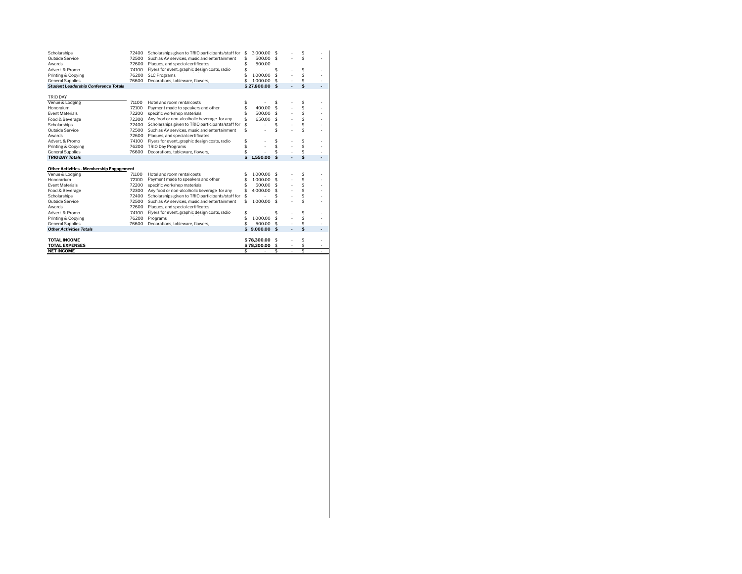| | | | | | |
|---|---|---|---|---|---|
| Scholarships | 72400 | Scholarships given to TRIO participants/staff for | $ 3,000.00 | $ - | $ - |
| Outside Service | 72500 | Such as AV services, music and entertainment | $ 500.00 | $ - | $ - |
| Awards | 72600 | Plaques, and special certificates | $ 500.00 | | |
| Advert. & Promo | 74100 | Flyers for event, graphic design costs, radio | $ - | $ - | $ - |
| Printing & Copying | 76200 | SLC Programs | $ 1,000.00 | $ - | $ - |
| General Supplies | 76600 | Decorations, tableware, flowers, | $ 1,000.00 | $ - | $ - |
| ***Student Leadership Conference Totals*** | | | **$ 27,800.00** | **$ -** | **$ -** |
| | | | | | |
| TRIO DAY | | | | | |
| Venue & Lodging | 71100 | Hotel and room rental costs | $ - | $ - | $ - |
| Honoraium | 72100 | Payment made to speakers and other | $ 400.00 | $ - | $ - |
| Event Materials | 72200 | specific workshop materials | $ 500.00 | $ - | $ - |
| Food & Beverage | 72300 | Any food or non-alcolholic beverage for any | $ 650.00 | $ - | $ - |
| Scholarships | 72400 | Scholarships given to TRIO participants/staff for | $ - | $ - | $ - |
| Outside Service | 72500 | Such as AV services, music and entertainment | $ - | $ - | $ - |
| Awards | 72600 | Plaques, and special certificates | | | |
| Advert. & Promo | 74100 | Flyers for event, graphic design costs, radio | $ - | $ - | $ - |
| Printing & Copying | 76200 | TRIO Day Programs | $ - | $ - | $ - |
| General Supplies | 76600 | Decorations, tableware, flowers, | $ - | $ - | $ - |
| ***TRIO DAY Totals*** | | | **$ 1,550.00** | **$ -** | **$ -** |
| | | | | | |
| **Other Activities - Membership Engagement** | | | | | |
| Venue & Lodging | 71100 | Hotel and room rental costs | $ 1,000.00 | $ - | $ - |
| Honorarium | 72100 | Payment made to speakers and other | $ 1,000.00 | $ - | $ - |
| Event Materials | 72200 | specific workshop materials | $ 500.00 | $ - | $ - |
| Food & Beverage | 72300 | Any food or non-alcolholic beverage for any | $ 4,000.00 | $ - | $ - |
| Scholarships | 72400 | Scholarships given to TRIO participants/staff for | $ - | $ - | $ - |
| Outside Service | 72500 | Such as AV services, music and entertainment | $ 1,000.00 | $ - | $ - |
| Awards | 72600 | Plaques, and special certificates | | | |
| Advert. & Promo | 74100 | Flyers for event, graphic design costs, radio | $ - | $ - | $ - |
| Printing & Copying | 76200 | Programs | $ 1,000.00 | $ - | $ - |
| General Supplies | 76600 | Decorations, tableware, flowers, | $ 500.00 | $ - | $ - |
| ***Other Activities Totals*** | | | **$ 9,000.00** | **$ -** | **$ -** |
| | | | | | |
| **TOTAL INCOME** | | | **$ 78,300.00** | $ - | $ - |
| **TOTAL EXPENSES** | | | **$ 78,300.00** | $ - | $ - |
| **NET INCOME** | | | $ - | $ - | $ - |